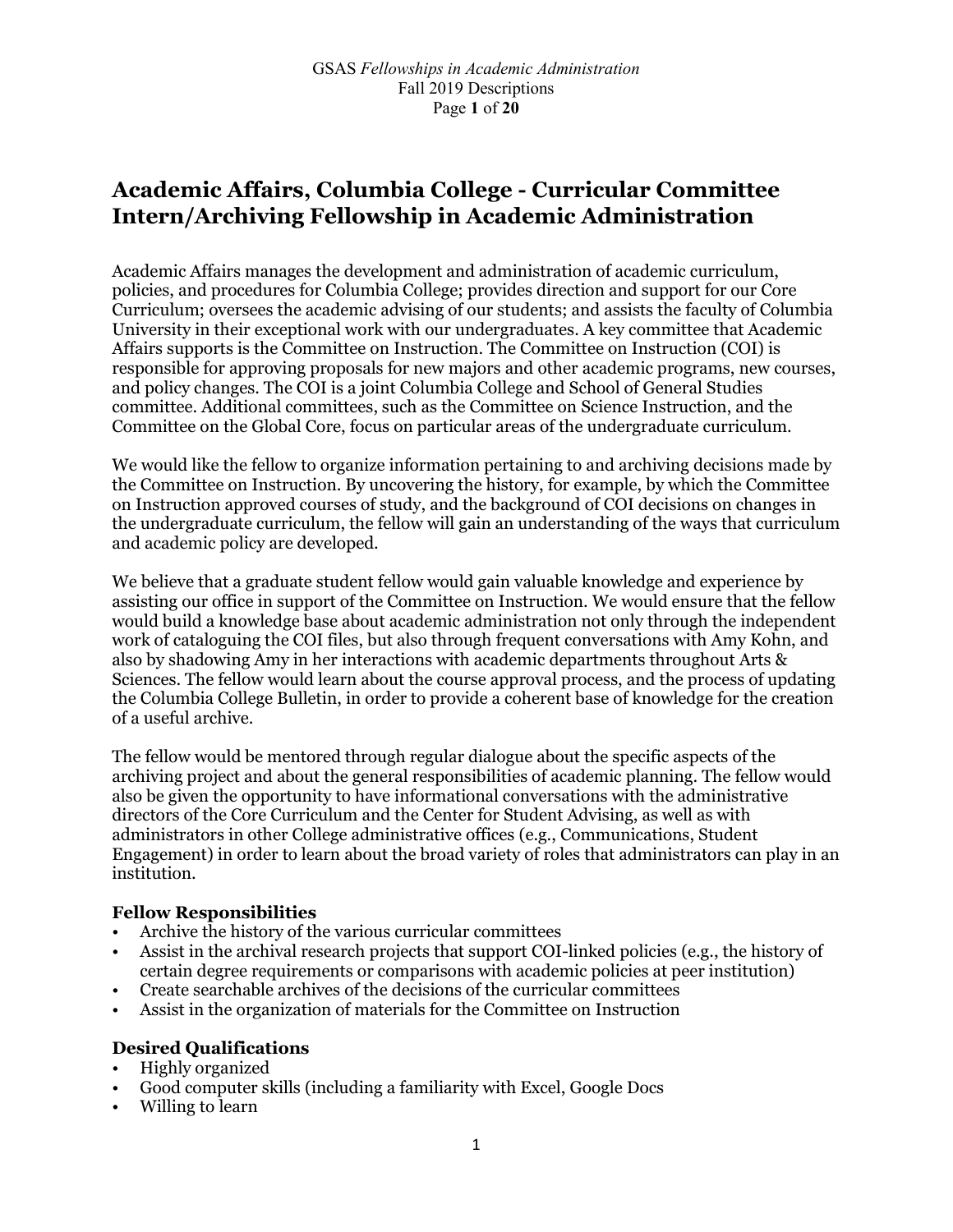# Academic Affairs, Columbia College - Curricular Committee Intern/Archiving Fellowship in Academic Administration

Academic Affairs manages the development and administration of academic curriculum, policies, and procedures for Columbia College; provides direction and support for our Core Curriculum; oversees the academic advising of our students; and assists the faculty of Columbia University in their exceptional work with our undergraduates. A key committee that Academic Affairs supports is the Committee on Instruction. The Committee on Instruction (COI) is responsible for approving proposals for new majors and other academic programs, new courses, and policy changes. The COI is a joint Columbia College and School of General Studies committee. Additional committees, such as the Committee on Science Instruction, and the Committee on the Global Core, focus on particular areas of the undergraduate curriculum.

We would like the fellow to organize information pertaining to and archiving decisions made by the Committee on Instruction. By uncovering the history, for example, by which the Committee on Instruction approved courses of study, and the background of COI decisions on changes in the undergraduate curriculum, the fellow will gain an understanding of the ways that curriculum and academic policy are developed.

We believe that a graduate student fellow would gain valuable knowledge and experience by assisting our office in support of the Committee on Instruction. We would ensure that the fellow would build a knowledge base about academic administration not only through the independent work of cataloguing the COI files, but also through frequent conversations with Amy Kohn, and also by shadowing Amy in her interactions with academic departments throughout Arts & Sciences. The fellow would learn about the course approval process, and the process of updating the Columbia College Bulletin, in order to provide a coherent base of knowledge for the creation of a useful archive.

The fellow would be mentored through regular dialogue about the specific aspects of the archiving project and about the general responsibilities of academic planning. The fellow would also be given the opportunity to have informational conversations with the administrative directors of the Core Curriculum and the Center for Student Advising, as well as with administrators in other College administrative offices (e.g., Communications, Student Engagement) in order to learn about the broad variety of roles that administrators can play in an institution.

### Fellow Responsibilities

- Archive the history of the various curricular committees
- Assist in the archival research projects that support COI-linked policies (e.g., the history of certain degree requirements or comparisons with academic policies at peer institution)
- Create searchable archives of the decisions of the curricular committees
- Assist in the organization of materials for the Committee on Instruction

### Desired Qualifications

- Highly organized
- Good computer skills (including a familiarity with Excel, Google Docs
- Willing to learn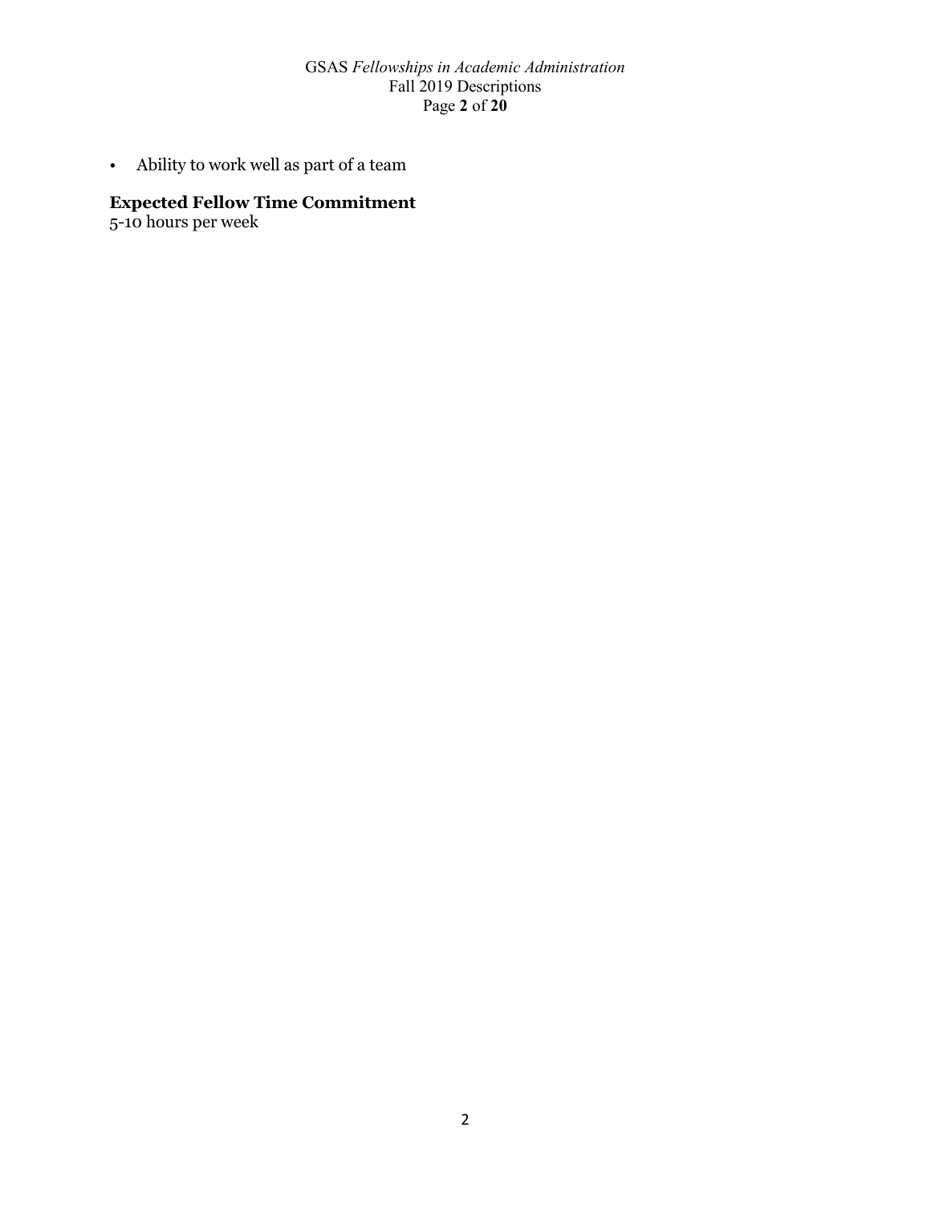- Ability to work well as part of a team

**Expected Fellow Time Commitment**
5-10 hours per week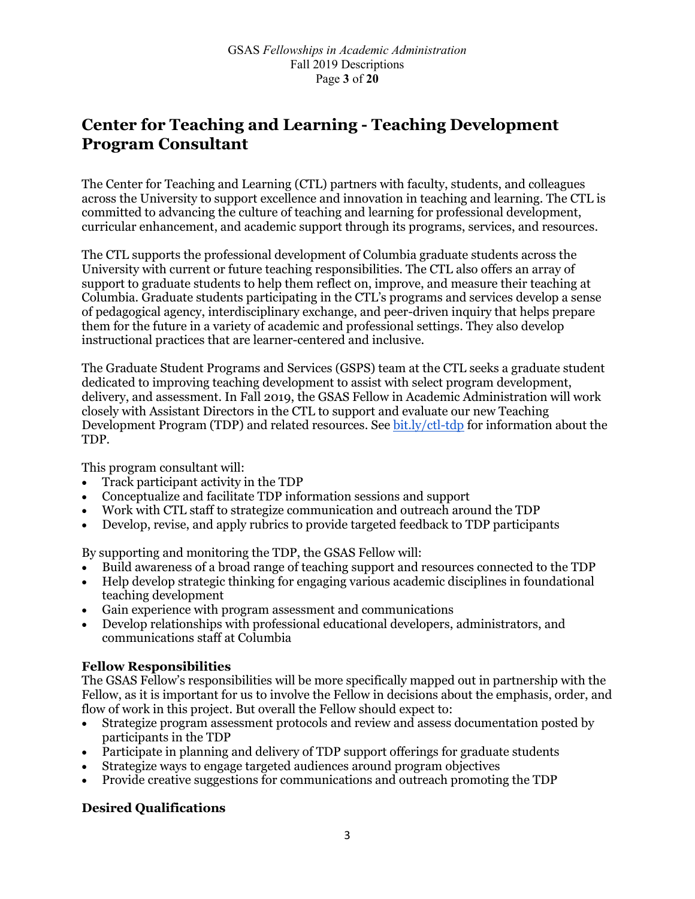# Center for Teaching and Learning - Teaching Development Program Consultant

The Center for Teaching and Learning (CTL) partners with faculty, students, and colleagues across the University to support excellence and innovation in teaching and learning. The CTL is committed to advancing the culture of teaching and learning for professional development, curricular enhancement, and academic support through its programs, services, and resources.

The CTL supports the professional development of Columbia graduate students across the University with current or future teaching responsibilities. The CTL also offers an array of support to graduate students to help them reflect on, improve, and measure their teaching at Columbia. Graduate students participating in the CTL's programs and services develop a sense of pedagogical agency, interdisciplinary exchange, and peer-driven inquiry that helps prepare them for the future in a variety of academic and professional settings. They also develop instructional practices that are learner-centered and inclusive.

The Graduate Student Programs and Services (GSPS) team at the CTL seeks a graduate student dedicated to improving teaching development to assist with select program development, delivery, and assessment. In Fall 2019, the GSAS Fellow in Academic Administration will work closely with Assistant Directors in the CTL to support and evaluate our new Teaching Development Program (TDP) and related resources. See [bit.ly/ctl-tdp](bit.ly/ctl-tdp) for information about the TDP.

This program consultant will:

- Track participant activity in the TDP
- Conceptualize and facilitate TDP information sessions and support
- Work with CTL staff to strategize communication and outreach around the TDP
- Develop, revise, and apply rubrics to provide targeted feedback to TDP participants

By supporting and monitoring the TDP, the GSAS Fellow will:

- Build awareness of a broad range of teaching support and resources connected to the TDP
- Help develop strategic thinking for engaging various academic disciplines in foundational teaching development
- Gain experience with program assessment and communications
- Develop relationships with professional educational developers, administrators, and communications staff at Columbia

**Fellow Responsibilities**

The GSAS Fellow's responsibilities will be more specifically mapped out in partnership with the Fellow, as it is important for us to involve the Fellow in decisions about the emphasis, order, and flow of work in this project. But overall the Fellow should expect to:

- Strategize program assessment protocols and review and assess documentation posted by participants in the TDP
- Participate in planning and delivery of TDP support offerings for graduate students
- Strategize ways to engage targeted audiences around program objectives
- Provide creative suggestions for communications and outreach promoting the TDP

**Desired Qualifications**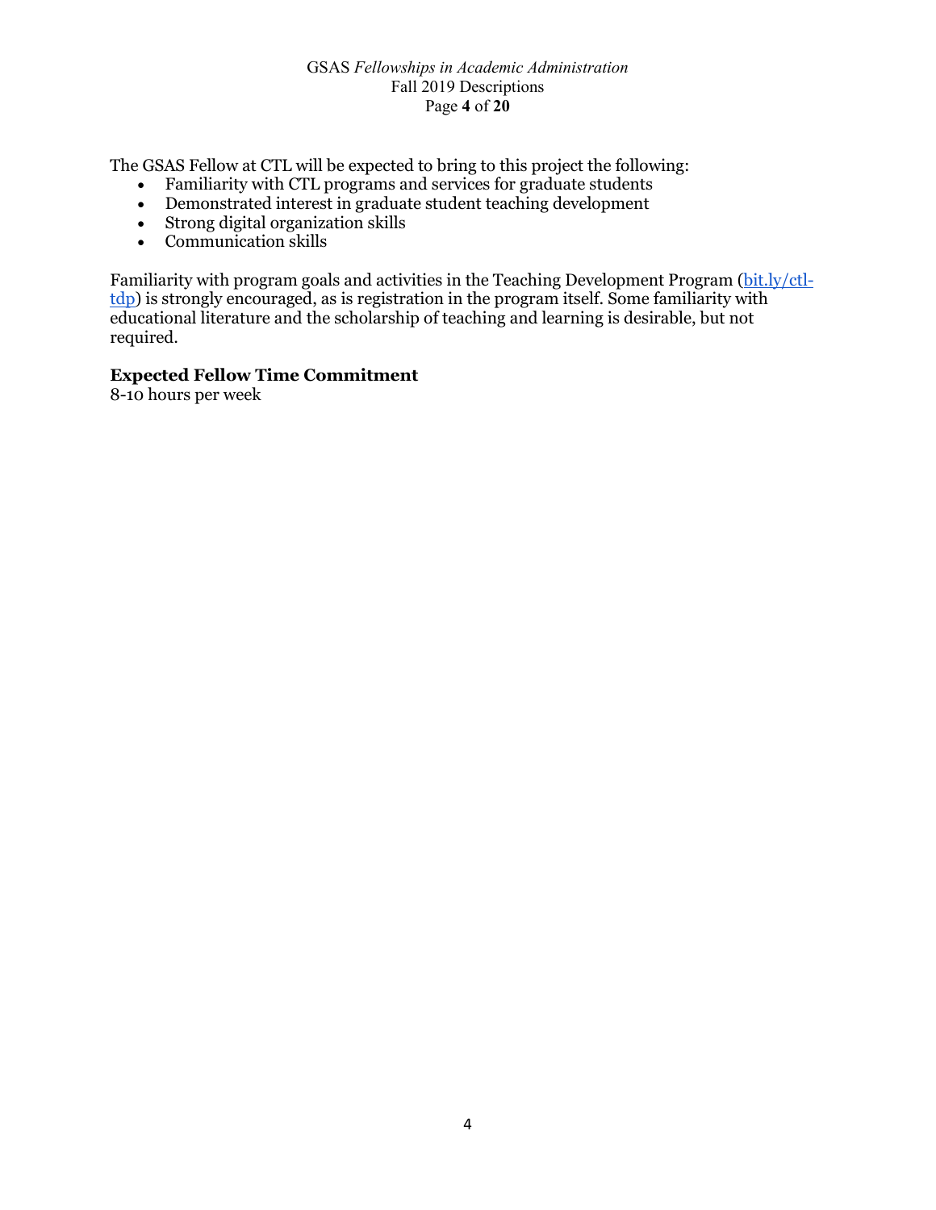The GSAS Fellow at CTL will be expected to bring to this project the following:

- Familiarity with CTL programs and services for graduate students
- Demonstrated interest in graduate student teaching development
- Strong digital organization skills
- Communication skills

Familiarity with program goals and activities in the Teaching Development Program (bit.ly/ctl-tdp) is strongly encouraged, as is registration in the program itself. Some familiarity with educational literature and the scholarship of teaching and learning is desirable, but not required.

**Expected Fellow Time Commitment**

8-10 hours per week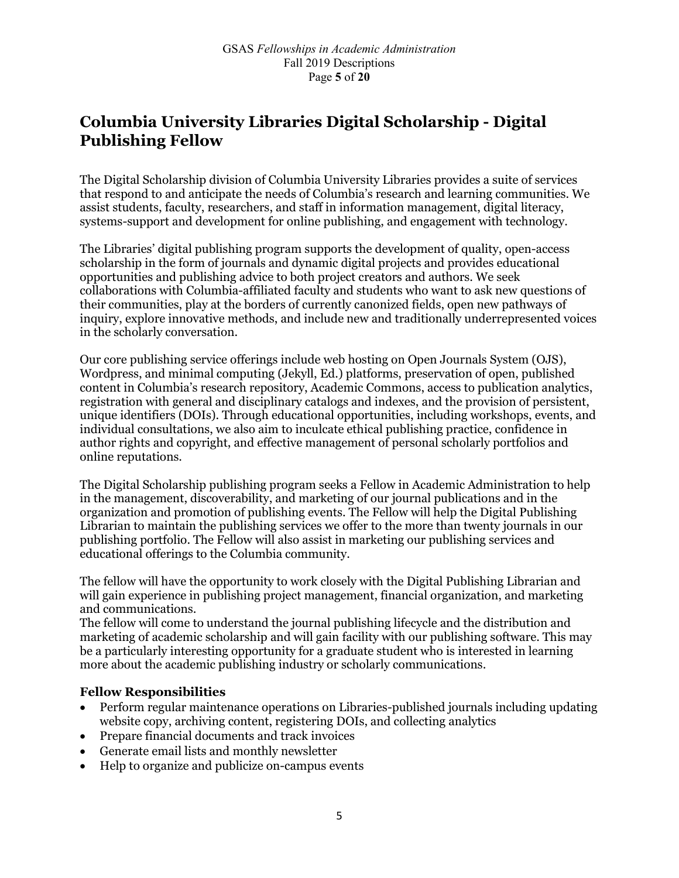# Columbia University Libraries Digital Scholarship - Digital Publishing Fellow

The Digital Scholarship division of Columbia University Libraries provides a suite of services that respond to and anticipate the needs of Columbia's research and learning communities. We assist students, faculty, researchers, and staff in information management, digital literacy, systems-support and development for online publishing, and engagement with technology.

The Libraries' digital publishing program supports the development of quality, open-access scholarship in the form of journals and dynamic digital projects and provides educational opportunities and publishing advice to both project creators and authors. We seek collaborations with Columbia-affiliated faculty and students who want to ask new questions of their communities, play at the borders of currently canonized fields, open new pathways of inquiry, explore innovative methods, and include new and traditionally underrepresented voices in the scholarly conversation.

Our core publishing service offerings include web hosting on Open Journals System (OJS), Wordpress, and minimal computing (Jekyll, Ed.) platforms, preservation of open, published content in Columbia's research repository, Academic Commons, access to publication analytics, registration with general and disciplinary catalogs and indexes, and the provision of persistent, unique identifiers (DOIs). Through educational opportunities, including workshops, events, and individual consultations, we also aim to inculcate ethical publishing practice, confidence in author rights and copyright, and effective management of personal scholarly portfolios and online reputations.

The Digital Scholarship publishing program seeks a Fellow in Academic Administration to help in the management, discoverability, and marketing of our journal publications and in the organization and promotion of publishing events. The Fellow will help the Digital Publishing Librarian to maintain the publishing services we offer to the more than twenty journals in our publishing portfolio. The Fellow will also assist in marketing our publishing services and educational offerings to the Columbia community.

The fellow will have the opportunity to work closely with the Digital Publishing Librarian and will gain experience in publishing project management, financial organization, and marketing and communications.
The fellow will come to understand the journal publishing lifecycle and the distribution and marketing of academic scholarship and will gain facility with our publishing software. This may be a particularly interesting opportunity for a graduate student who is interested in learning more about the academic publishing industry or scholarly communications.

### Fellow Responsibilities

- Perform regular maintenance operations on Libraries-published journals including updating website copy, archiving content, registering DOIs, and collecting analytics
- Prepare financial documents and track invoices
- Generate email lists and monthly newsletter
- Help to organize and publicize on-campus events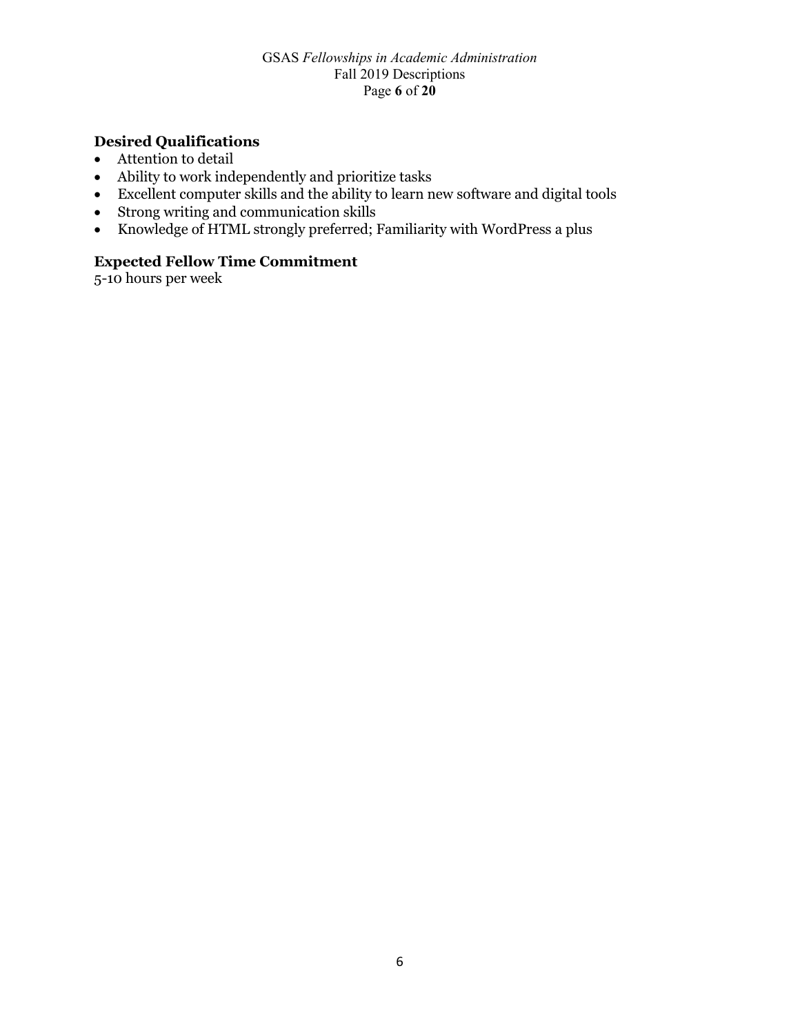### Desired Qualifications

- Attention to detail
- Ability to work independently and prioritize tasks
- Excellent computer skills and the ability to learn new software and digital tools
- Strong writing and communication skills
- Knowledge of HTML strongly preferred; Familiarity with WordPress a plus

### Expected Fellow Time Commitment

5-10 hours per week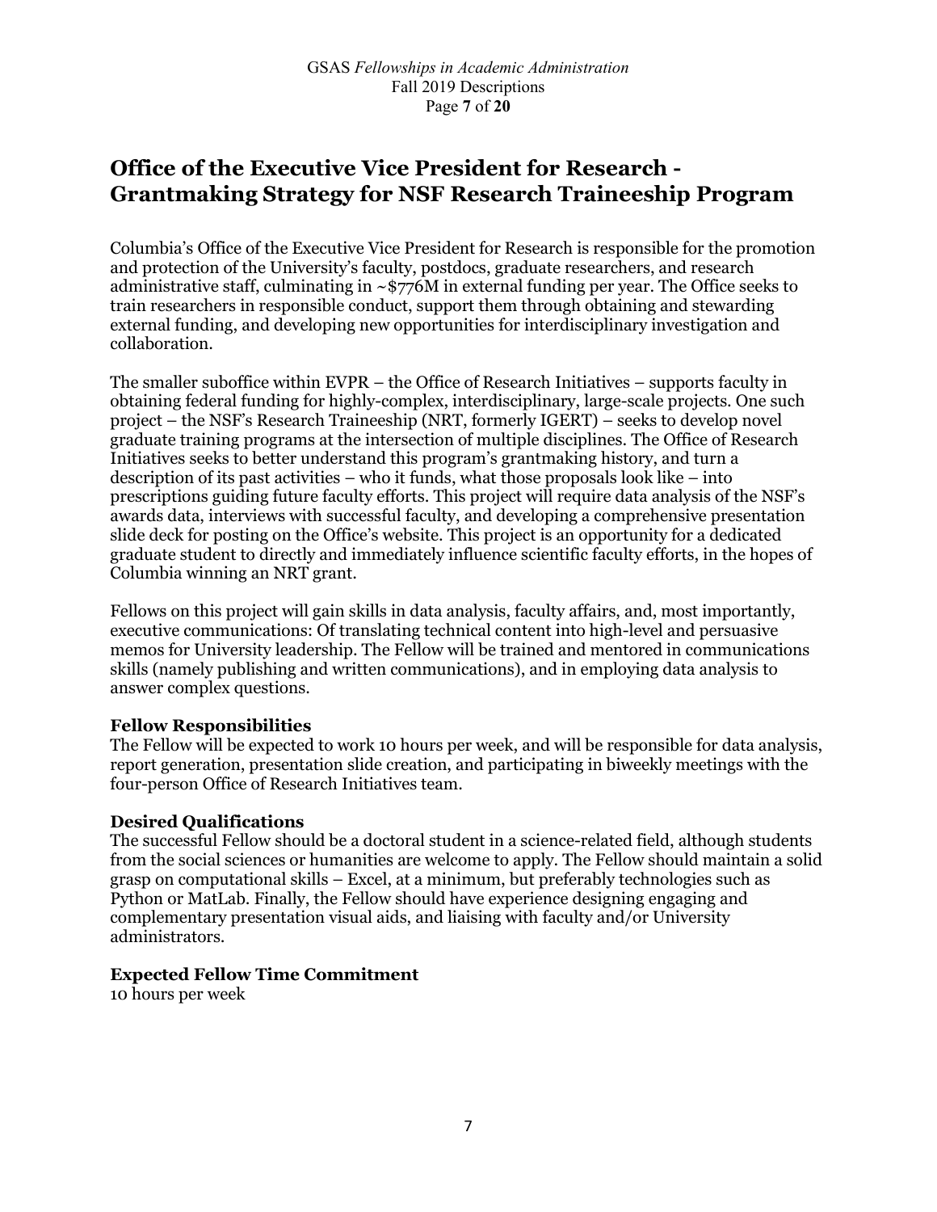# Office of the Executive Vice President for Research - Grantmaking Strategy for NSF Research Traineeship Program

Columbia's Office of the Executive Vice President for Research is responsible for the promotion and protection of the University's faculty, postdocs, graduate researchers, and research administrative staff, culminating in ~$776M in external funding per year. The Office seeks to train researchers in responsible conduct, support them through obtaining and stewarding external funding, and developing new opportunities for interdisciplinary investigation and collaboration.

The smaller suboffice within EVPR – the Office of Research Initiatives – supports faculty in obtaining federal funding for highly-complex, interdisciplinary, large-scale projects. One such project – the NSF's Research Traineeship (NRT, formerly IGERT) – seeks to develop novel graduate training programs at the intersection of multiple disciplines. The Office of Research Initiatives seeks to better understand this program's grantmaking history, and turn a description of its past activities – who it funds, what those proposals look like – into prescriptions guiding future faculty efforts. This project will require data analysis of the NSF's awards data, interviews with successful faculty, and developing a comprehensive presentation slide deck for posting on the Office's website. This project is an opportunity for a dedicated graduate student to directly and immediately influence scientific faculty efforts, in the hopes of Columbia winning an NRT grant.

Fellows on this project will gain skills in data analysis, faculty affairs, and, most importantly, executive communications: Of translating technical content into high-level and persuasive memos for University leadership. The Fellow will be trained and mentored in communications skills (namely publishing and written communications), and in employing data analysis to answer complex questions.

**Fellow Responsibilities**
The Fellow will be expected to work 10 hours per week, and will be responsible for data analysis, report generation, presentation slide creation, and participating in biweekly meetings with the four-person Office of Research Initiatives team.

**Desired Qualifications**
The successful Fellow should be a doctoral student in a science-related field, although students from the social sciences or humanities are welcome to apply. The Fellow should maintain a solid grasp on computational skills – Excel, at a minimum, but preferably technologies such as Python or MatLab. Finally, the Fellow should have experience designing engaging and complementary presentation visual aids, and liaising with faculty and/or University administrators.

**Expected Fellow Time Commitment**
10 hours per week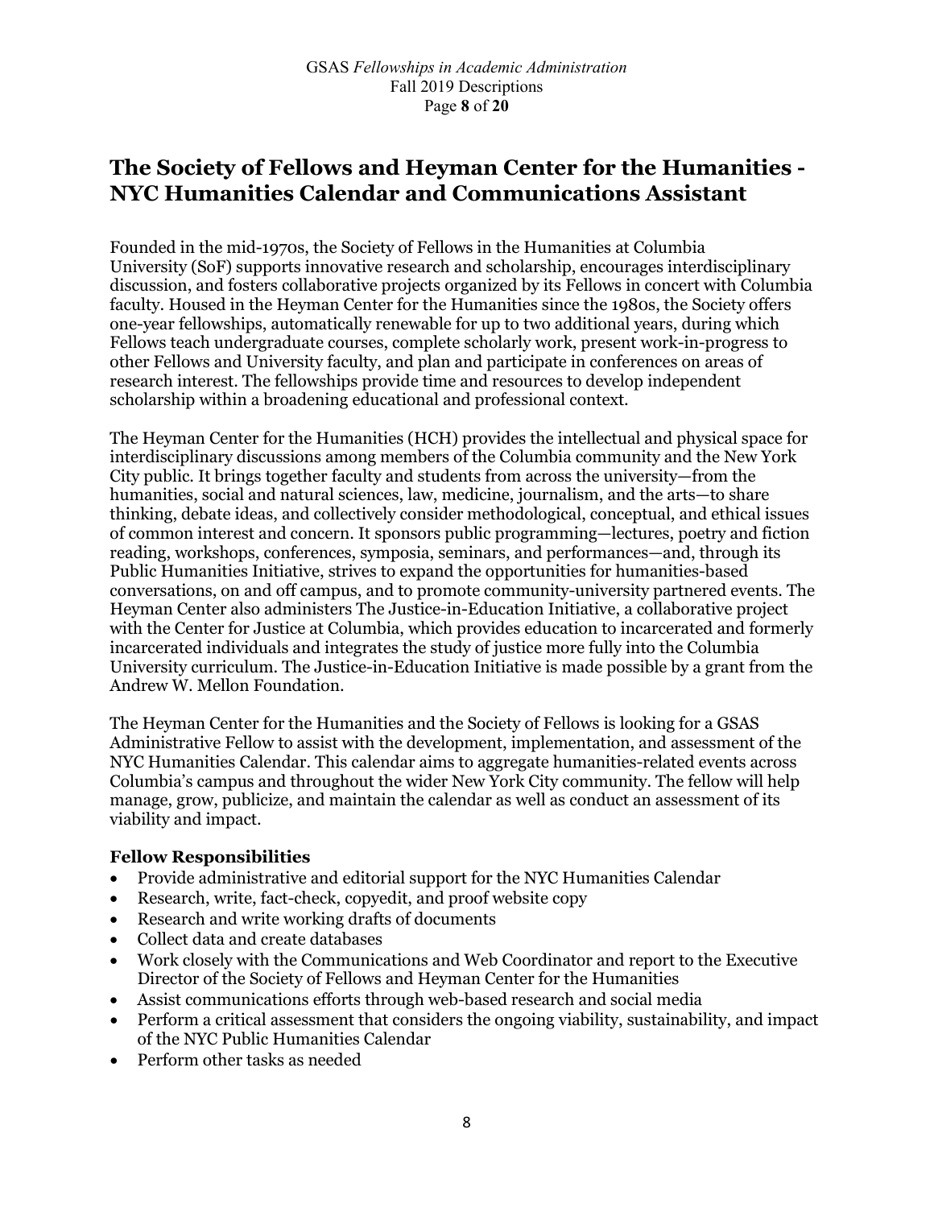## The Society of Fellows and Heyman Center for the Humanities - NYC Humanities Calendar and Communications Assistant

Founded in the mid-1970s, the Society of Fellows in the Humanities at Columbia University (SoF) supports innovative research and scholarship, encourages interdisciplinary discussion, and fosters collaborative projects organized by its Fellows in concert with Columbia faculty. Housed in the Heyman Center for the Humanities since the 1980s, the Society offers one-year fellowships, automatically renewable for up to two additional years, during which Fellows teach undergraduate courses, complete scholarly work, present work-in-progress to other Fellows and University faculty, and plan and participate in conferences on areas of research interest. The fellowships provide time and resources to develop independent scholarship within a broadening educational and professional context.

The Heyman Center for the Humanities (HCH) provides the intellectual and physical space for interdisciplinary discussions among members of the Columbia community and the New York City public. It brings together faculty and students from across the university—from the humanities, social and natural sciences, law, medicine, journalism, and the arts—to share thinking, debate ideas, and collectively consider methodological, conceptual, and ethical issues of common interest and concern. It sponsors public programming—lectures, poetry and fiction reading, workshops, conferences, symposia, seminars, and performances—and, through its Public Humanities Initiative, strives to expand the opportunities for humanities-based conversations, on and off campus, and to promote community-university partnered events. The Heyman Center also administers The Justice-in-Education Initiative, a collaborative project with the Center for Justice at Columbia, which provides education to incarcerated and formerly incarcerated individuals and integrates the study of justice more fully into the Columbia University curriculum. The Justice-in-Education Initiative is made possible by a grant from the Andrew W. Mellon Foundation.

The Heyman Center for the Humanities and the Society of Fellows is looking for a GSAS Administrative Fellow to assist with the development, implementation, and assessment of the NYC Humanities Calendar. This calendar aims to aggregate humanities-related events across Columbia's campus and throughout the wider New York City community. The fellow will help manage, grow, publicize, and maintain the calendar as well as conduct an assessment of its viability and impact.

### Fellow Responsibilities

- Provide administrative and editorial support for the NYC Humanities Calendar
- Research, write, fact-check, copyedit, and proof website copy
- Research and write working drafts of documents
- Collect data and create databases
- Work closely with the Communications and Web Coordinator and report to the Executive Director of the Society of Fellows and Heyman Center for the Humanities
- Assist communications efforts through web-based research and social media
- Perform a critical assessment that considers the ongoing viability, sustainability, and impact of the NYC Public Humanities Calendar
- Perform other tasks as needed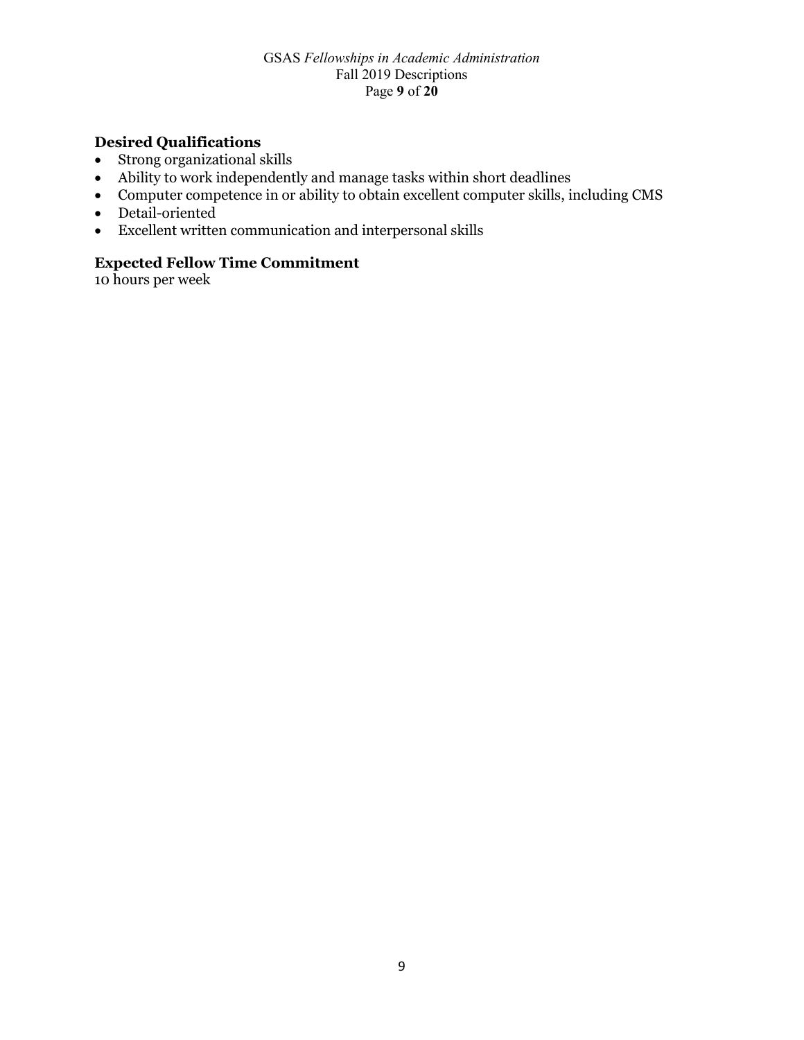### Desired Qualifications

- Strong organizational skills
- Ability to work independently and manage tasks within short deadlines
- Computer competence in or ability to obtain excellent computer skills, including CMS
- Detail-oriented
- Excellent written communication and interpersonal skills

### Expected Fellow Time Commitment

10 hours per week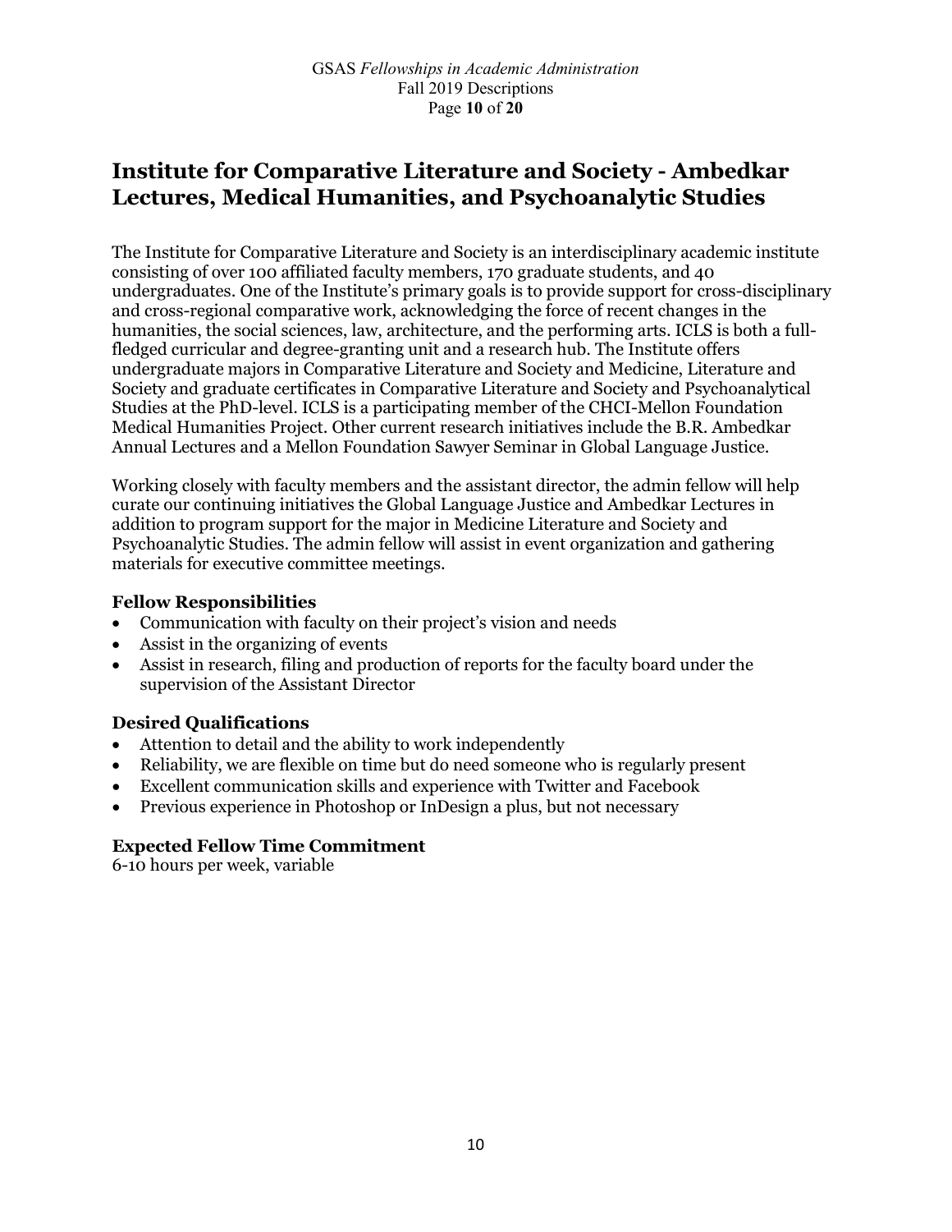# Institute for Comparative Literature and Society - Ambedkar Lectures, Medical Humanities, and Psychoanalytic Studies

The Institute for Comparative Literature and Society is an interdisciplinary academic institute consisting of over 100 affiliated faculty members, 170 graduate students, and 40 undergraduates. One of the Institute's primary goals is to provide support for cross-disciplinary and cross-regional comparative work, acknowledging the force of recent changes in the humanities, the social sciences, law, architecture, and the performing arts. ICLS is both a full-fledged curricular and degree-granting unit and a research hub. The Institute offers undergraduate majors in Comparative Literature and Society and Medicine, Literature and Society and graduate certificates in Comparative Literature and Society and Psychoanalytical Studies at the PhD-level. ICLS is a participating member of the CHCI-Mellon Foundation Medical Humanities Project. Other current research initiatives include the B.R. Ambedkar Annual Lectures and a Mellon Foundation Sawyer Seminar in Global Language Justice.

Working closely with faculty members and the assistant director, the admin fellow will help curate our continuing initiatives the Global Language Justice and Ambedkar Lectures in addition to program support for the major in Medicine Literature and Society and Psychoanalytic Studies. The admin fellow will assist in event organization and gathering materials for executive committee meetings.

### Fellow Responsibilities

- Communication with faculty on their project's vision and needs
- Assist in the organizing of events
- Assist in research, filing and production of reports for the faculty board under the supervision of the Assistant Director

### Desired Qualifications

- Attention to detail and the ability to work independently
- Reliability, we are flexible on time but do need someone who is regularly present
- Excellent communication skills and experience with Twitter and Facebook
- Previous experience in Photoshop or InDesign a plus, but not necessary

### Expected Fellow Time Commitment

6-10 hours per week, variable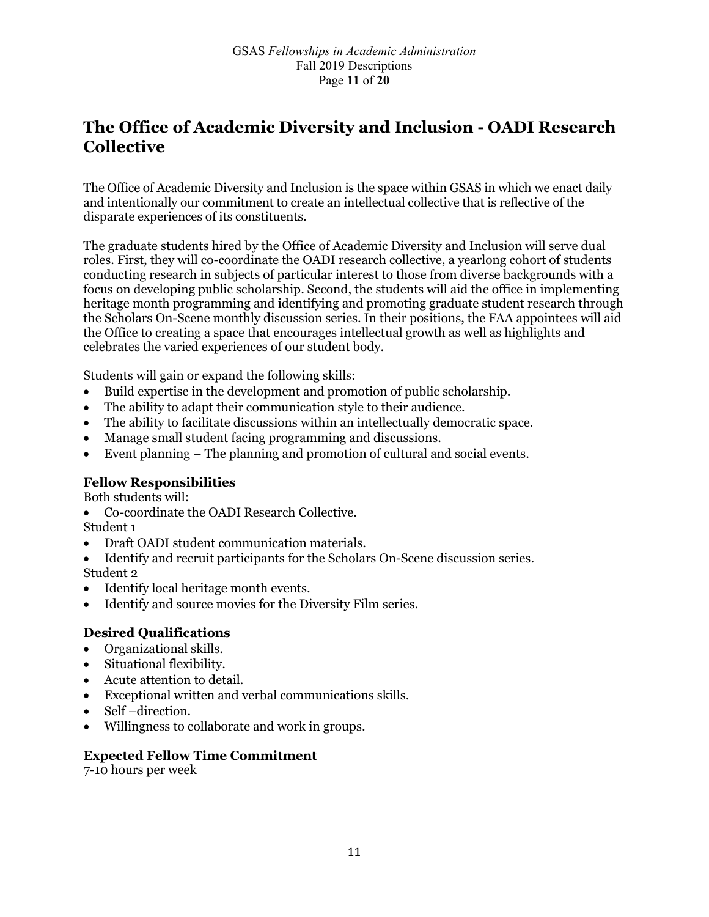## The Office of Academic Diversity and Inclusion - OADI Research Collective

The Office of Academic Diversity and Inclusion is the space within GSAS in which we enact daily and intentionally our commitment to create an intellectual collective that is reflective of the disparate experiences of its constituents.

The graduate students hired by the Office of Academic Diversity and Inclusion will serve dual roles. First, they will co-coordinate the OADI research collective, a yearlong cohort of students conducting research in subjects of particular interest to those from diverse backgrounds with a focus on developing public scholarship. Second, the students will aid the office in implementing heritage month programming and identifying and promoting graduate student research through the Scholars On-Scene monthly discussion series. In their positions, the FAA appointees will aid the Office to creating a space that encourages intellectual growth as well as highlights and celebrates the varied experiences of our student body.

Students will gain or expand the following skills:

- Build expertise in the development and promotion of public scholarship.
- The ability to adapt their communication style to their audience.
- The ability to facilitate discussions within an intellectually democratic space.
- Manage small student facing programming and discussions.
- Event planning – The planning and promotion of cultural and social events.

### Fellow Responsibilities

Both students will:

- Co-coordinate the OADI Research Collective.

Student 1

- Draft OADI student communication materials.
- Identify and recruit participants for the Scholars On-Scene discussion series.

Student 2

- Identify local heritage month events.
- Identify and source movies for the Diversity Film series.

### Desired Qualifications

- Organizational skills.
- Situational flexibility.
- Acute attention to detail.
- Exceptional written and verbal communications skills.
- Self –direction.
- Willingness to collaborate and work in groups.

### Expected Fellow Time Commitment

7-10 hours per week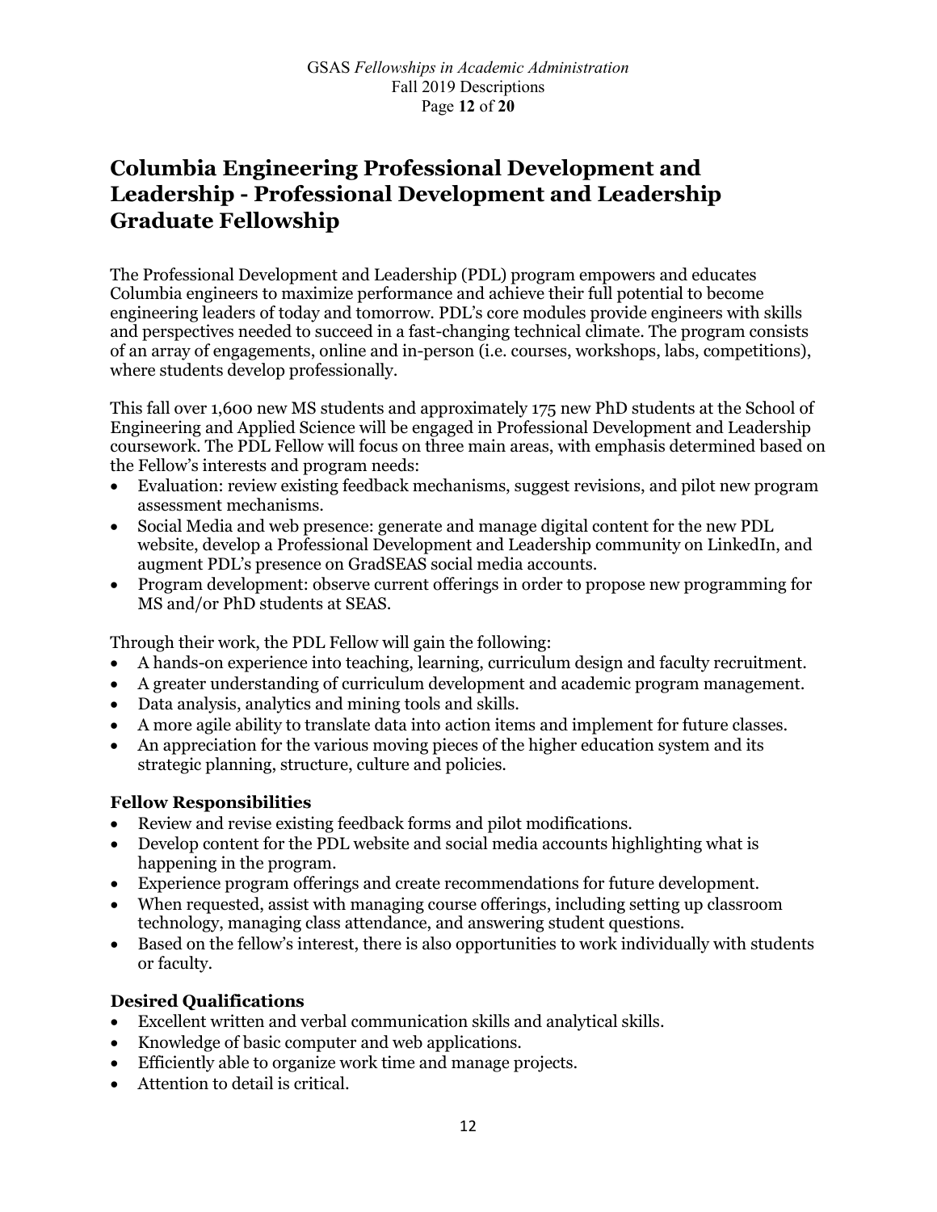# Columbia Engineering Professional Development and Leadership - Professional Development and Leadership Graduate Fellowship

The Professional Development and Leadership (PDL) program empowers and educates Columbia engineers to maximize performance and achieve their full potential to become engineering leaders of today and tomorrow. PDL's core modules provide engineers with skills and perspectives needed to succeed in a fast-changing technical climate. The program consists of an array of engagements, online and in-person (i.e. courses, workshops, labs, competitions), where students develop professionally.

This fall over 1,600 new MS students and approximately 175 new PhD students at the School of Engineering and Applied Science will be engaged in Professional Development and Leadership coursework. The PDL Fellow will focus on three main areas, with emphasis determined based on the Fellow's interests and program needs:

- Evaluation: review existing feedback mechanisms, suggest revisions, and pilot new program assessment mechanisms.
- Social Media and web presence: generate and manage digital content for the new PDL website, develop a Professional Development and Leadership community on LinkedIn, and augment PDL's presence on GradSEAS social media accounts.
- Program development: observe current offerings in order to propose new programming for MS and/or PhD students at SEAS.

Through their work, the PDL Fellow will gain the following:

- A hands-on experience into teaching, learning, curriculum design and faculty recruitment.
- A greater understanding of curriculum development and academic program management.
- Data analysis, analytics and mining tools and skills.
- A more agile ability to translate data into action items and implement for future classes.
- An appreciation for the various moving pieces of the higher education system and its strategic planning, structure, culture and policies.

### Fellow Responsibilities

- Review and revise existing feedback forms and pilot modifications.
- Develop content for the PDL website and social media accounts highlighting what is happening in the program.
- Experience program offerings and create recommendations for future development.
- When requested, assist with managing course offerings, including setting up classroom technology, managing class attendance, and answering student questions.
- Based on the fellow's interest, there is also opportunities to work individually with students or faculty.

### Desired Qualifications

- Excellent written and verbal communication skills and analytical skills.
- Knowledge of basic computer and web applications.
- Efficiently able to organize work time and manage projects.
- Attention to detail is critical.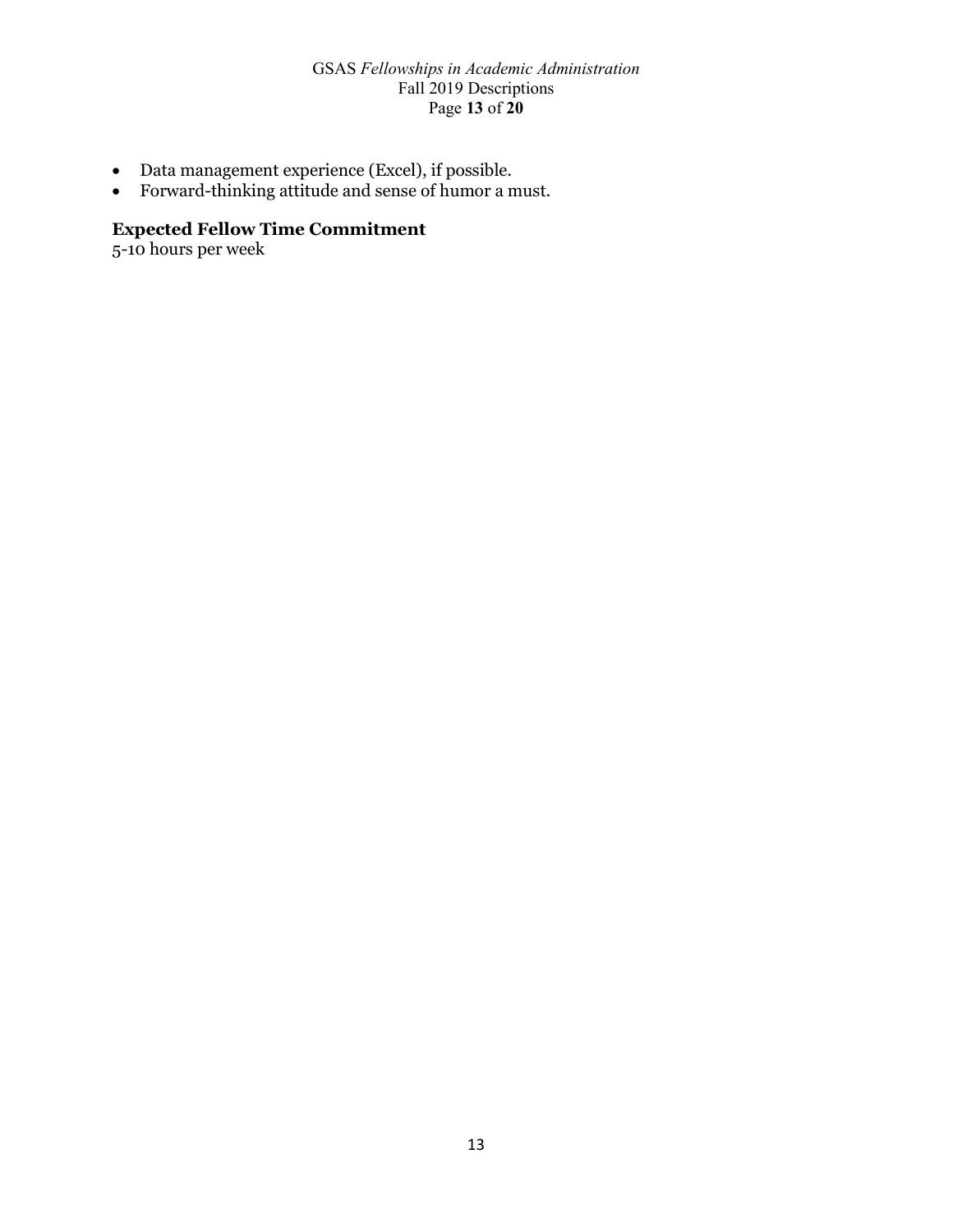- Data management experience (Excel), if possible.
- Forward-thinking attitude and sense of humor a must.

### Expected Fellow Time Commitment

5-10 hours per week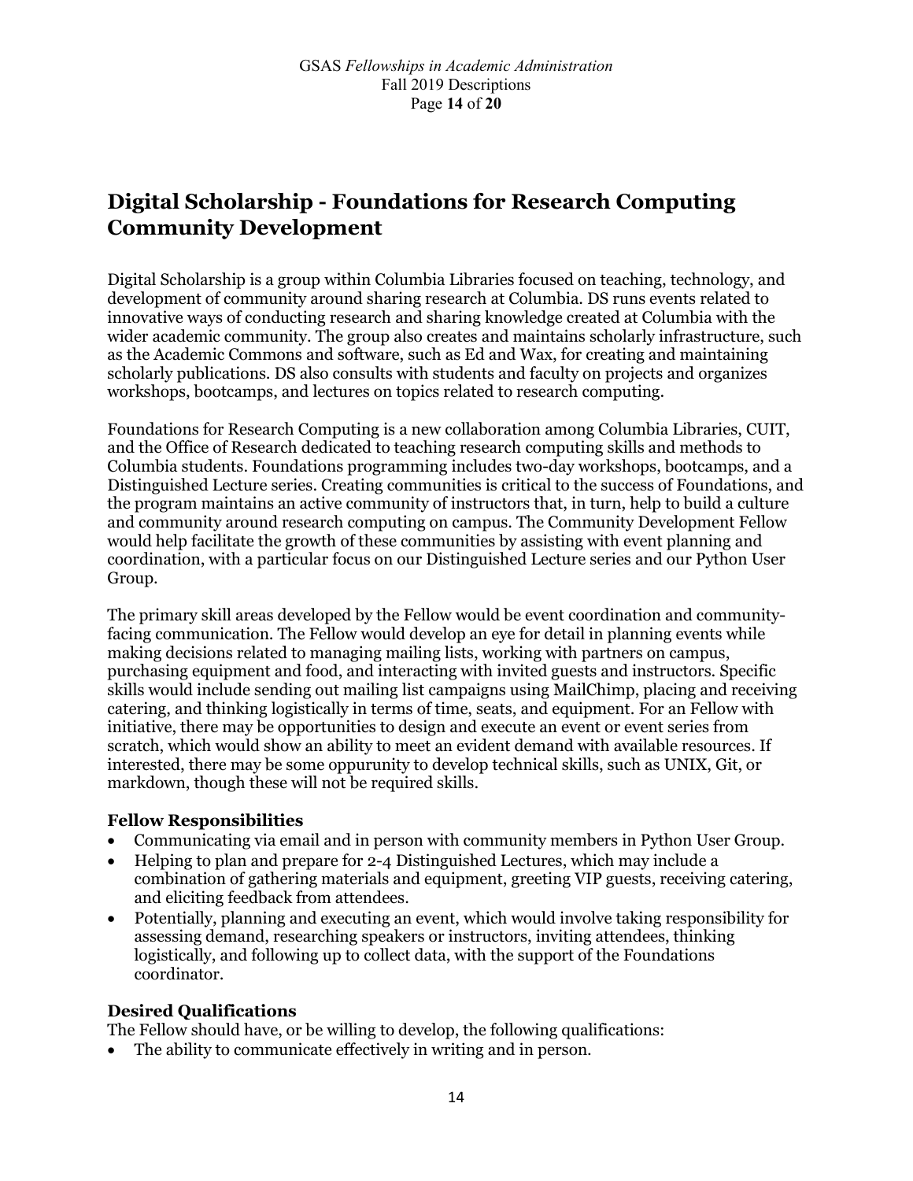# Digital Scholarship - Foundations for Research Computing Community Development

Digital Scholarship is a group within Columbia Libraries focused on teaching, technology, and development of community around sharing research at Columbia. DS runs events related to innovative ways of conducting research and sharing knowledge created at Columbia with the wider academic community. The group also creates and maintains scholarly infrastructure, such as the Academic Commons and software, such as Ed and Wax, for creating and maintaining scholarly publications. DS also consults with students and faculty on projects and organizes workshops, bootcamps, and lectures on topics related to research computing.

Foundations for Research Computing is a new collaboration among Columbia Libraries, CUIT, and the Office of Research dedicated to teaching research computing skills and methods to Columbia students. Foundations programming includes two-day workshops, bootcamps, and a Distinguished Lecture series. Creating communities is critical to the success of Foundations, and the program maintains an active community of instructors that, in turn, help to build a culture and community around research computing on campus. The Community Development Fellow would help facilitate the growth of these communities by assisting with event planning and coordination, with a particular focus on our Distinguished Lecture series and our Python User Group.

The primary skill areas developed by the Fellow would be event coordination and community-facing communication. The Fellow would develop an eye for detail in planning events while making decisions related to managing mailing lists, working with partners on campus, purchasing equipment and food, and interacting with invited guests and instructors. Specific skills would include sending out mailing list campaigns using MailChimp, placing and receiving catering, and thinking logistically in terms of time, seats, and equipment. For an Fellow with initiative, there may be opportunities to design and execute an event or event series from scratch, which would show an ability to meet an evident demand with available resources. If interested, there may be some oppurunity to develop technical skills, such as UNIX, Git, or markdown, though these will not be required skills.

### Fellow Responsibilities

- Communicating via email and in person with community members in Python User Group.
- Helping to plan and prepare for 2-4 Distinguished Lectures, which may include a combination of gathering materials and equipment, greeting VIP guests, receiving catering, and eliciting feedback from attendees.
- Potentially, planning and executing an event, which would involve taking responsibility for assessing demand, researching speakers or instructors, inviting attendees, thinking logistically, and following up to collect data, with the support of the Foundations coordinator.

### Desired Qualifications

The Fellow should have, or be willing to develop, the following qualifications:

- The ability to communicate effectively in writing and in person.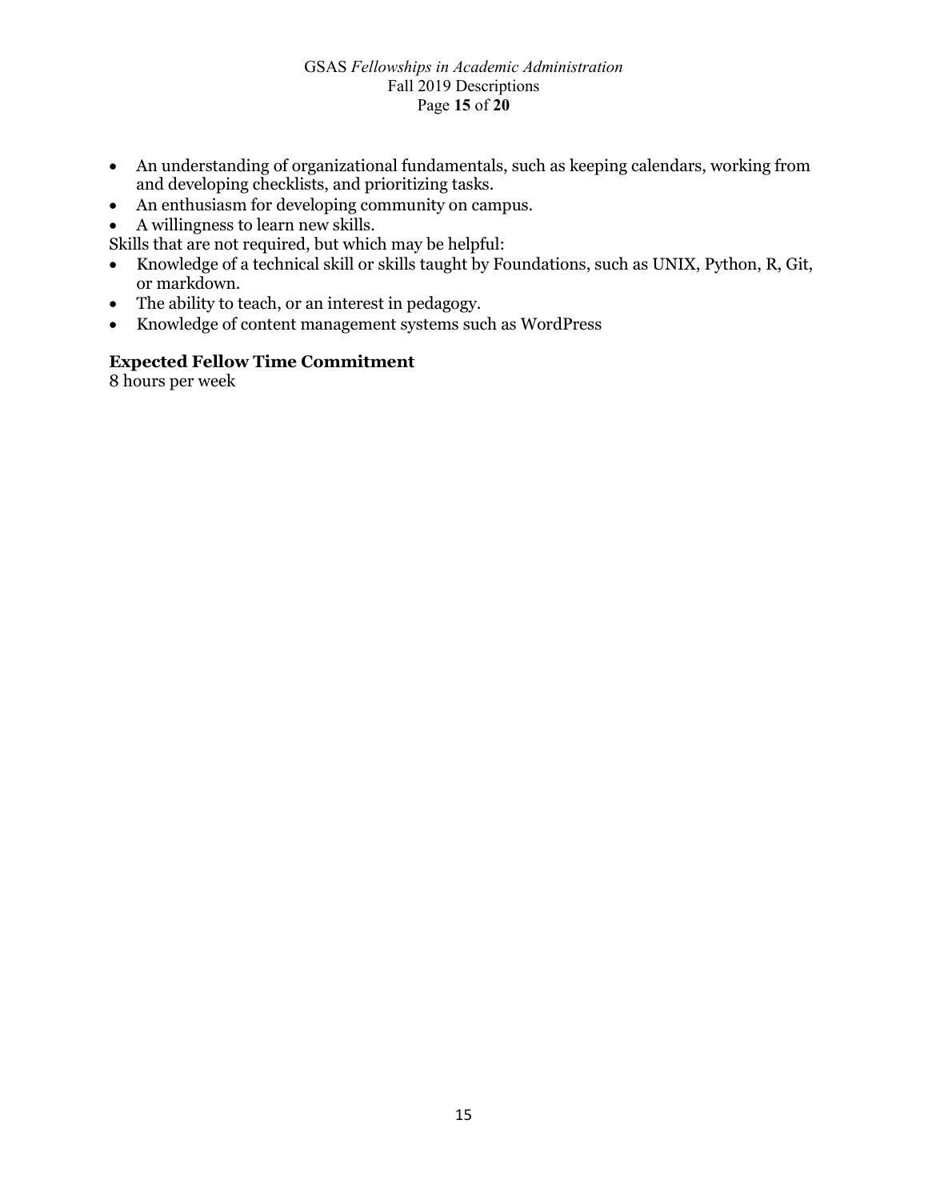- An understanding of organizational fundamentals, such as keeping calendars, working from and developing checklists, and prioritizing tasks.
- An enthusiasm for developing community on campus.
- A willingness to learn new skills.

Skills that are not required, but which may be helpful:

- Knowledge of a technical skill or skills taught by Foundations, such as UNIX, Python, R, Git, or markdown.
- The ability to teach, or an interest in pedagogy.
- Knowledge of content management systems such as WordPress

**Expected Fellow Time Commitment**

8 hours per week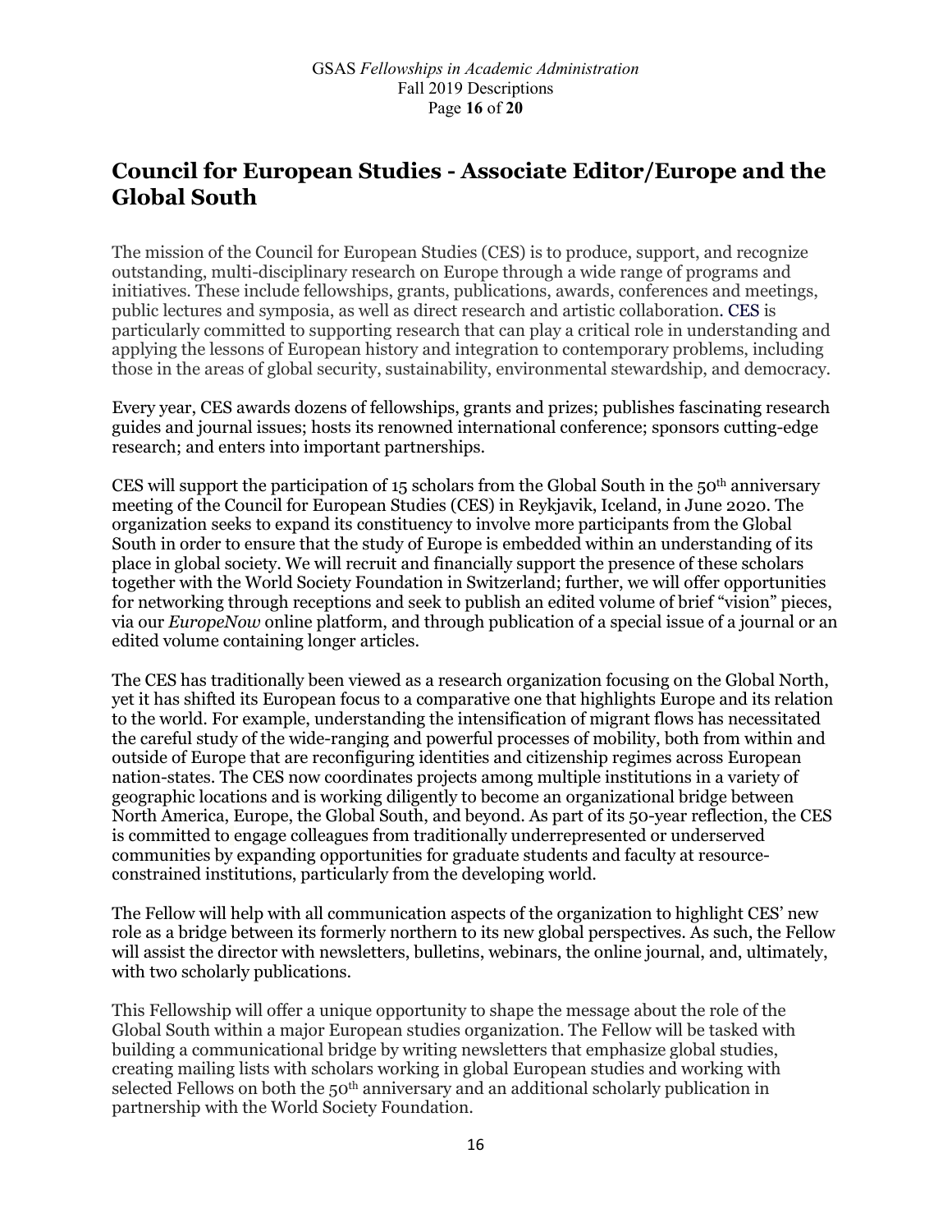## Council for European Studies - Associate Editor/Europe and the Global South

The mission of the Council for European Studies (CES) is to produce, support, and recognize outstanding, multi-disciplinary research on Europe through a wide range of programs and initiatives. These include fellowships, grants, publications, awards, conferences and meetings, public lectures and symposia, as well as direct research and artistic collaboration. CES is particularly committed to supporting research that can play a critical role in understanding and applying the lessons of European history and integration to contemporary problems, including those in the areas of global security, sustainability, environmental stewardship, and democracy.

Every year, CES awards dozens of fellowships, grants and prizes; publishes fascinating research guides and journal issues; hosts its renowned international conference; sponsors cutting-edge research; and enters into important partnerships.

CES will support the participation of 15 scholars from the Global South in the 50th anniversary meeting of the Council for European Studies (CES) in Reykjavik, Iceland, in June 2020. The organization seeks to expand its constituency to involve more participants from the Global South in order to ensure that the study of Europe is embedded within an understanding of its place in global society. We will recruit and financially support the presence of these scholars together with the World Society Foundation in Switzerland; further, we will offer opportunities for networking through receptions and seek to publish an edited volume of brief "vision" pieces, via our *EuropeNow* online platform, and through publication of a special issue of a journal or an edited volume containing longer articles.

The CES has traditionally been viewed as a research organization focusing on the Global North, yet it has shifted its European focus to a comparative one that highlights Europe and its relation to the world. For example, understanding the intensification of migrant flows has necessitated the careful study of the wide-ranging and powerful processes of mobility, both from within and outside of Europe that are reconfiguring identities and citizenship regimes across European nation-states. The CES now coordinates projects among multiple institutions in a variety of geographic locations and is working diligently to become an organizational bridge between North America, Europe, the Global South, and beyond. As part of its 50-year reflection, the CES is committed to engage colleagues from traditionally underrepresented or underserved communities by expanding opportunities for graduate students and faculty at resource-constrained institutions, particularly from the developing world.

The Fellow will help with all communication aspects of the organization to highlight CES' new role as a bridge between its formerly northern to its new global perspectives. As such, the Fellow will assist the director with newsletters, bulletins, webinars, the online journal, and, ultimately, with two scholarly publications.

This Fellowship will offer a unique opportunity to shape the message about the role of the Global South within a major European studies organization. The Fellow will be tasked with building a communicational bridge by writing newsletters that emphasize global studies, creating mailing lists with scholars working in global European studies and working with selected Fellows on both the 50th anniversary and an additional scholarly publication in partnership with the World Society Foundation.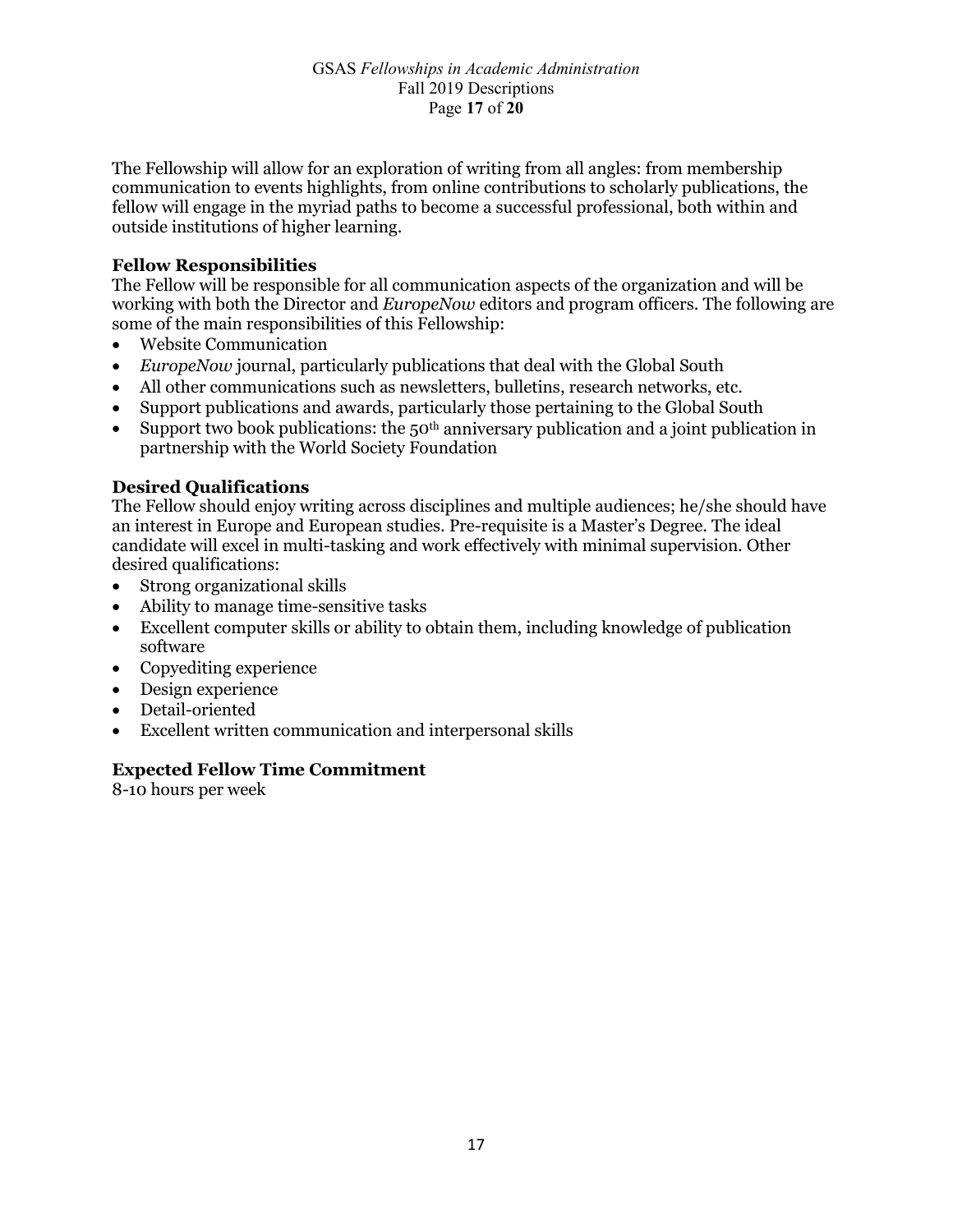The Fellowship will allow for an exploration of writing from all angles: from membership communication to events highlights, from online contributions to scholarly publications, the fellow will engage in the myriad paths to become a successful professional, both within and outside institutions of higher learning.

### Fellow Responsibilities

The Fellow will be responsible for all communication aspects of the organization and will be working with both the Director and *EuropeNow* editors and program officers. The following are some of the main responsibilities of this Fellowship:

- Website Communication
- *EuropeNow* journal, particularly publications that deal with the Global South
- All other communications such as newsletters, bulletins, research networks, etc.
- Support publications and awards, particularly those pertaining to the Global South
- Support two book publications: the 50th anniversary publication and a joint publication in partnership with the World Society Foundation

### Desired Qualifications

The Fellow should enjoy writing across disciplines and multiple audiences; he/she should have an interest in Europe and European studies. Pre-requisite is a Master's Degree. The ideal candidate will excel in multi-tasking and work effectively with minimal supervision. Other desired qualifications:

- Strong organizational skills
- Ability to manage time-sensitive tasks
- Excellent computer skills or ability to obtain them, including knowledge of publication software
- Copyediting experience
- Design experience
- Detail-oriented
- Excellent written communication and interpersonal skills

### Expected Fellow Time Commitment

8-10 hours per week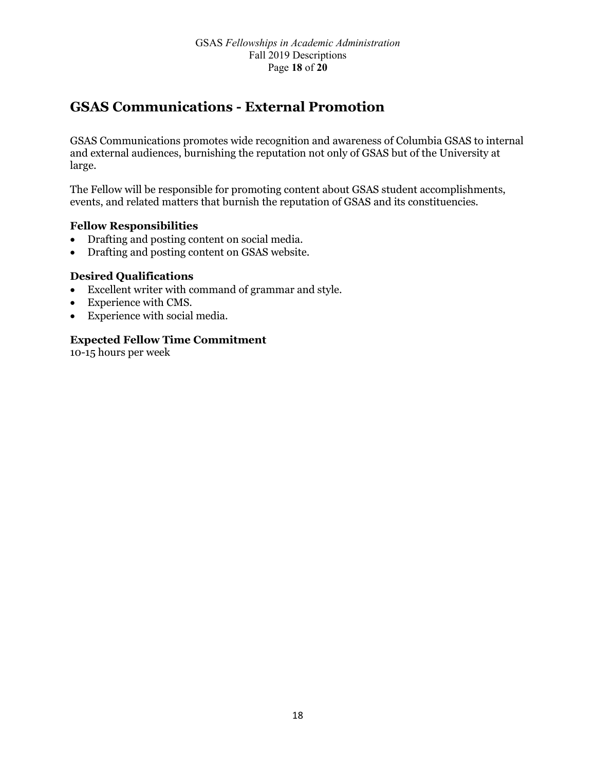# GSAS Communications - External Promotion

GSAS Communications promotes wide recognition and awareness of Columbia GSAS to internal and external audiences, burnishing the reputation not only of GSAS but of the University at large.

The Fellow will be responsible for promoting content about GSAS student accomplishments, events, and related matters that burnish the reputation of GSAS and its constituencies.

### Fellow Responsibilities

- Drafting and posting content on social media.
- Drafting and posting content on GSAS website.

### Desired Qualifications

- Excellent writer with command of grammar and style.
- Experience with CMS.
- Experience with social media.

### Expected Fellow Time Commitment

10-15 hours per week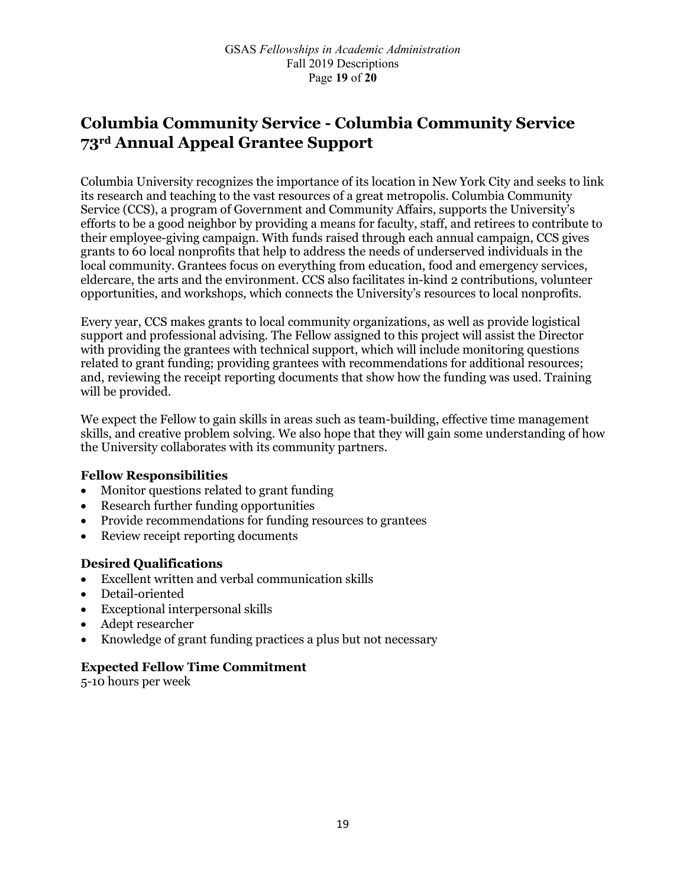# Columbia Community Service - Columbia Community Service 73rd Annual Appeal Grantee Support

Columbia University recognizes the importance of its location in New York City and seeks to link its research and teaching to the vast resources of a great metropolis. Columbia Community Service (CCS), a program of Government and Community Affairs, supports the University's efforts to be a good neighbor by providing a means for faculty, staff, and retirees to contribute to their employee-giving campaign. With funds raised through each annual campaign, CCS gives grants to 60 local nonprofits that help to address the needs of underserved individuals in the local community. Grantees focus on everything from education, food and emergency services, eldercare, the arts and the environment. CCS also facilitates in-kind 2 contributions, volunteer opportunities, and workshops, which connects the University's resources to local nonprofits.

Every year, CCS makes grants to local community organizations, as well as provide logistical support and professional advising. The Fellow assigned to this project will assist the Director with providing the grantees with technical support, which will include monitoring questions related to grant funding; providing grantees with recommendations for additional resources; and, reviewing the receipt reporting documents that show how the funding was used. Training will be provided.

We expect the Fellow to gain skills in areas such as team-building, effective time management skills, and creative problem solving. We also hope that they will gain some understanding of how the University collaborates with its community partners.

### Fellow Responsibilities

- Monitor questions related to grant funding
- Research further funding opportunities
- Provide recommendations for funding resources to grantees
- Review receipt reporting documents

### Desired Qualifications

- Excellent written and verbal communication skills
- Detail-oriented
- Exceptional interpersonal skills
- Adept researcher
- Knowledge of grant funding practices a plus but not necessary

### Expected Fellow Time Commitment

5-10 hours per week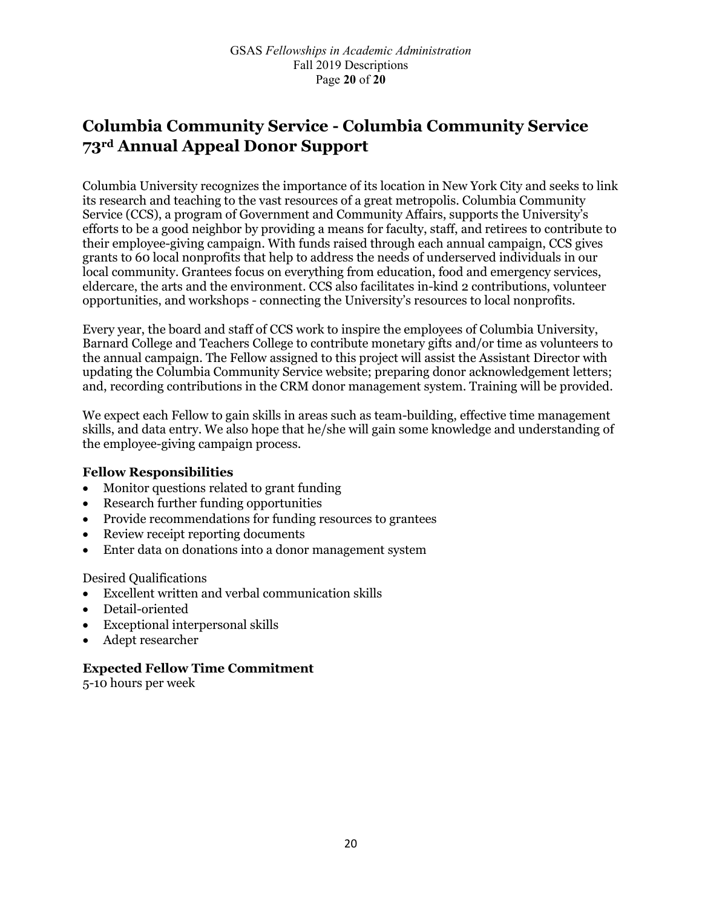# Columbia Community Service - Columbia Community Service 73rd Annual Appeal Donor Support

Columbia University recognizes the importance of its location in New York City and seeks to link its research and teaching to the vast resources of a great metropolis. Columbia Community Service (CCS), a program of Government and Community Affairs, supports the University's efforts to be a good neighbor by providing a means for faculty, staff, and retirees to contribute to their employee-giving campaign. With funds raised through each annual campaign, CCS gives grants to 60 local nonprofits that help to address the needs of underserved individuals in our local community. Grantees focus on everything from education, food and emergency services, eldercare, the arts and the environment. CCS also facilitates in-kind 2 contributions, volunteer opportunities, and workshops - connecting the University's resources to local nonprofits.

Every year, the board and staff of CCS work to inspire the employees of Columbia University, Barnard College and Teachers College to contribute monetary gifts and/or time as volunteers to the annual campaign. The Fellow assigned to this project will assist the Assistant Director with updating the Columbia Community Service website; preparing donor acknowledgement letters; and, recording contributions in the CRM donor management system. Training will be provided.

We expect each Fellow to gain skills in areas such as team-building, effective time management skills, and data entry. We also hope that he/she will gain some knowledge and understanding of the employee-giving campaign process.

### Fellow Responsibilities

- Monitor questions related to grant funding
- Research further funding opportunities
- Provide recommendations for funding resources to grantees
- Review receipt reporting documents
- Enter data on donations into a donor management system

Desired Qualifications

- Excellent written and verbal communication skills
- Detail-oriented
- Exceptional interpersonal skills
- Adept researcher

### Expected Fellow Time Commitment

5-10 hours per week